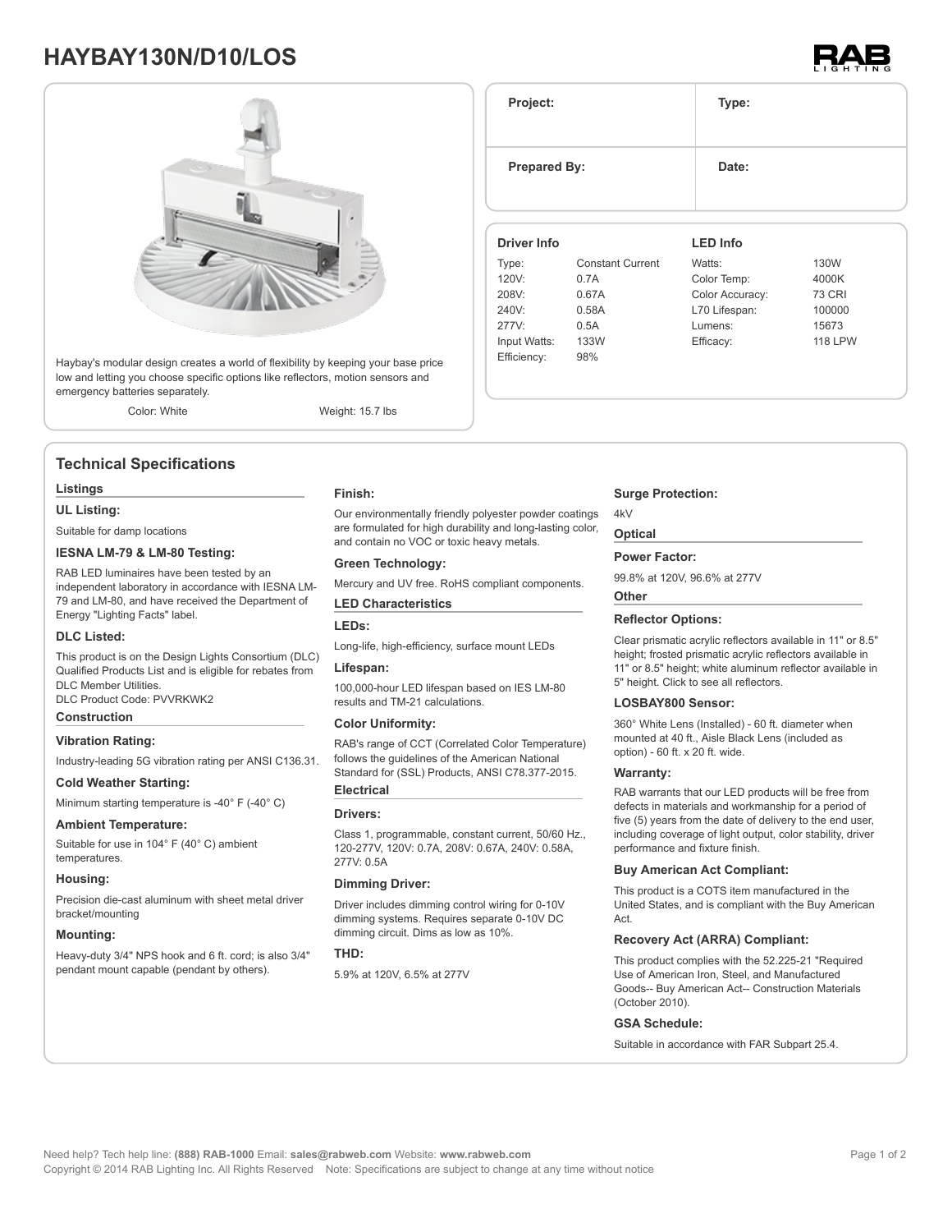# HAYBAY130N/D10/LOS

Haybay's modular design creates a world of flexibility by keeping your base price low and letting you choose specific options like reflectors, motion sensors and emergency batteries separately.

Color: White    Weight: 15.7 lbs

| Project: | Type: |
|---|---|
| Prepared By: | Date: |

| Driver Info | | LED Info | |
|---|---|---|---|
| Type: | Constant Current | Watts: | 130W |
| 120V: | 0.7A | Color Temp: | 4000K |
| 208V: | 0.67A | Color Accuracy: | 73 CRI |
| 240V: | 0.58A | L70 Lifespan: | 100000 |
| 277V: | 0.5A | Lumens: | 15673 |
| Input Watts: | 133W | Efficacy: | 118 LPW |
| Efficiency: | 98% | | |

## Technical Specifications

### Listings

**UL Listing:**

Suitable for damp locations

**IESNA LM-79 & LM-80 Testing:**

RAB LED luminaires have been tested by an independent laboratory in accordance with IESNA LM-79 and LM-80, and have received the Department of Energy "Lighting Facts" label.

**DLC Listed:**

This product is on the Design Lights Consortium (DLC) Qualified Products List and is eligible for rebates from DLC Member Utilities.
DLC Product Code: PVVRKWK2

### Construction

**Vibration Rating:**

Industry-leading 5G vibration rating per ANSI C136.31.

**Cold Weather Starting:**

Minimum starting temperature is -40° F (-40° C)

**Ambient Temperature:**

Suitable for use in 104° F (40° C) ambient temperatures.

**Housing:**

Precision die-cast aluminum with sheet metal driver bracket/mounting

**Mounting:**

Heavy-duty 3/4" NPS hook and 6 ft. cord; is also 3/4" pendant mount capable (pendant by others).

**Finish:**

Our environmentally friendly polyester powder coatings are formulated for high durability and long-lasting color, and contain no VOC or toxic heavy metals.

**Green Technology:**

Mercury and UV free. RoHS compliant components.

### LED Characteristics

**LEDs:**

Long-life, high-efficiency, surface mount LEDs

**Lifespan:**

100,000-hour LED lifespan based on IES LM-80 results and TM-21 calculations.

**Color Uniformity:**

RAB's range of CCT (Correlated Color Temperature) follows the guidelines of the American National Standard for (SSL) Products, ANSI C78.377-2015.

### Electrical

**Drivers:**

Class 1, programmable, constant current, 50/60 Hz., 120-277V, 120V: 0.7A, 208V: 0.67A, 240V: 0.58A, 277V: 0.5A

**Dimming Driver:**

Driver includes dimming control wiring for 0-10V dimming systems. Requires separate 0-10V DC dimming circuit. Dims as low as 10%.

**THD:**

5.9% at 120V, 6.5% at 277V

**Surge Protection:**

4kV

### Optical

**Power Factor:**

99.8% at 120V, 96.6% at 277V

### Other

**Reflector Options:**

Clear prismatic acrylic reflectors available in 11" or 8.5" height; frosted prismatic acrylic reflectors available in 11" or 8.5" height; white aluminum reflector available in 5" height. Click to see all reflectors.

**LOSBAY800 Sensor:**

360° White Lens (Installed) - 60 ft. diameter when mounted at 40 ft., Aisle Black Lens (included as option) - 60 ft. x 20 ft. wide.

**Warranty:**

RAB warrants that our LED products will be free from defects in materials and workmanship for a period of five (5) years from the date of delivery to the end user, including coverage of light output, color stability, driver performance and fixture finish.

**Buy American Act Compliant:**

This product is a COTS item manufactured in the United States, and is compliant with the Buy American Act.

**Recovery Act (ARRA) Compliant:**

This product complies with the 52.225-21 "Required Use of American Iron, Steel, and Manufactured Goods-- Buy American Act-- Construction Materials (October 2010).

**GSA Schedule:**

Suitable in accordance with FAR Subpart 25.4.

Need help? Tech help line: **(888) RAB-1000** Email: **sales@rabweb.com** Website: **www.rabweb.com**
Copyright © 2014 RAB Lighting Inc. All Rights Reserved    Note: Specifications are subject to change at any time without notice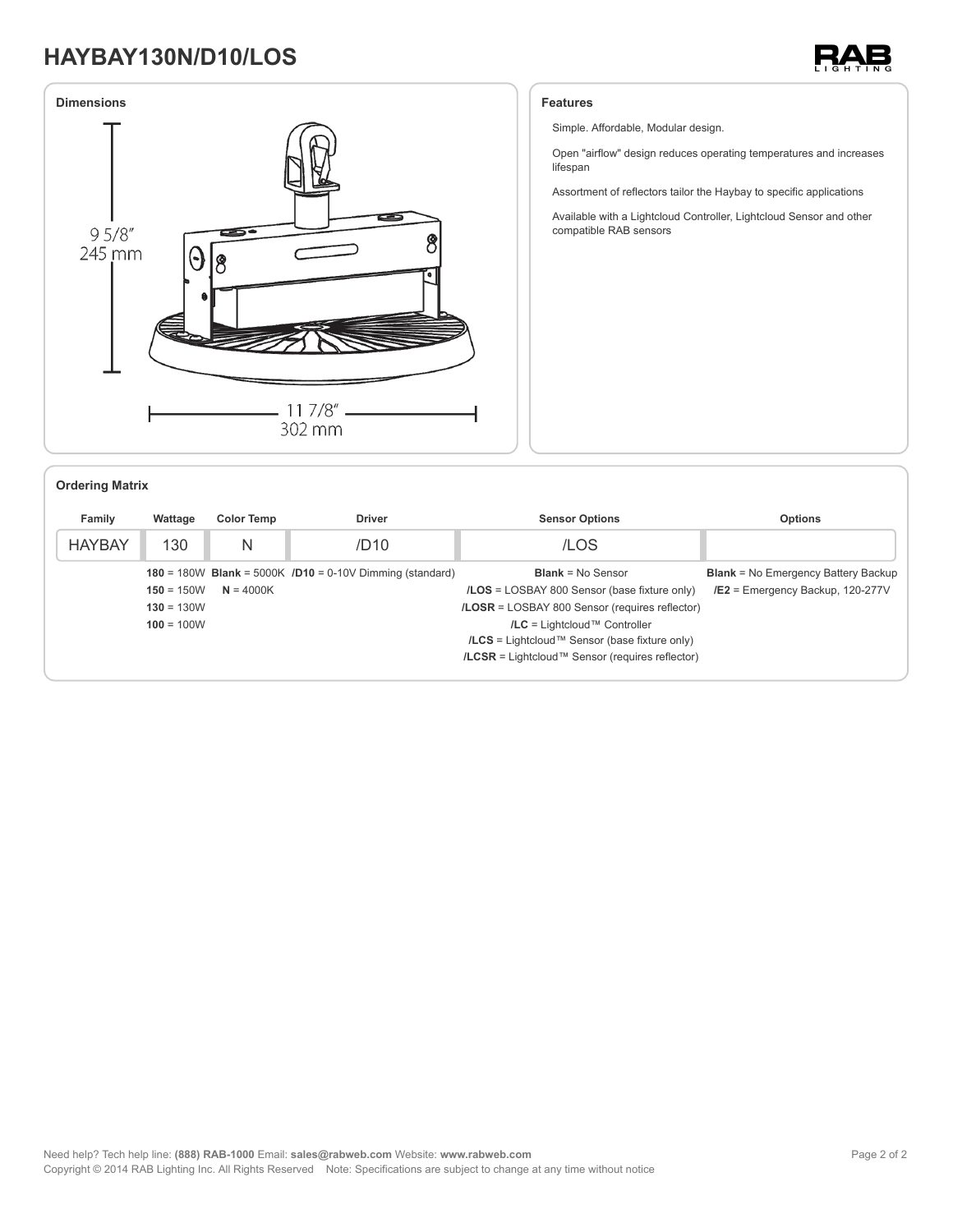# HAYBAY130N/D10/LOS

## Dimensions

9 5/8"
245 mm

11 7/8"
302 mm

## Features

Simple. Affordable, Modular design.

Open "airflow" design reduces operating temperatures and increases lifespan

Assortment of reflectors tailor the Haybay to specific applications

Available with a Lightcloud Controller, Lightcloud Sensor and other compatible RAB sensors

## Ordering Matrix

| Family | Wattage | Color Temp | Driver | Sensor Options | Options |
|---|---|---|---|---|---|
| HAYBAY | 130 | N | /D10 | /LOS | |
| | **180** = 180W | **Blank** = 5000K | **/D10** = 0-10V Dimming (standard) | **Blank** = No Sensor | **Blank** = No Emergency Battery Backup |
| | **150** = 150W | **N** = 4000K | | **/LOS** = LOSBAY 800 Sensor (base fixture only) | **/E2** = Emergency Backup, 120-277V |
| | **130** = 130W | | | **/LOSR** = LOSBAY 800 Sensor (requires reflector) | |
| | **100** = 100W | | | **/LC** = Lightcloud™ Controller | |
| | | | | **/LCS** = Lightcloud™ Sensor (base fixture only) | |
| | | | | **/LCSR** = Lightcloud™ Sensor (requires reflector) | |

Need help? Tech help line: **(888) RAB-1000** Email: **sales@rabweb.com** Website: **www.rabweb.com**
Copyright © 2014 RAB Lighting Inc. All Rights Reserved Note: Specifications are subject to change at any time without notice